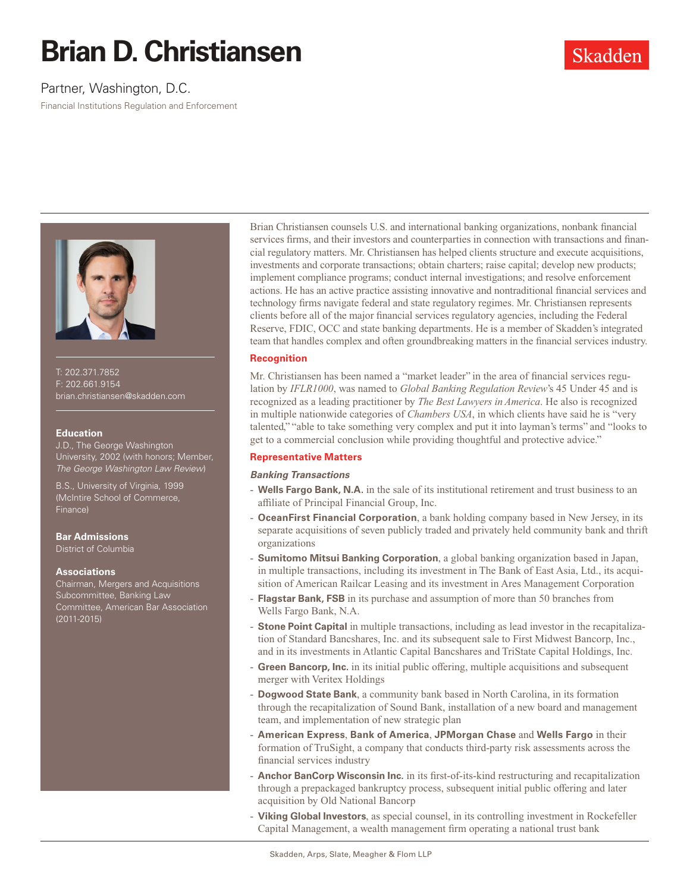# Brian D. Christiansen

Skadden

Partner, Washington, D.C.

Financial Institutions Regulation and Enforcement

T: 202.371.7852
F: 202.661.9154
brian.christiansen@skadden.com

**Education**

J.D., The George Washington University, 2002 (with honors; Member, *The George Washington Law Review*)

B.S., University of Virginia, 1999 (McIntire School of Commerce, Finance)

**Bar Admissions**

District of Columbia

**Associations**

Chairman, Mergers and Acquisitions Subcommittee, Banking Law Committee, American Bar Association (2011-2015)

Brian Christiansen counsels U.S. and international banking organizations, nonbank financial services firms, and their investors and counterparties in connection with transactions and financial regulatory matters. Mr. Christiansen has helped clients structure and execute acquisitions, investments and corporate transactions; obtain charters; raise capital; develop new products; implement compliance programs; conduct internal investigations; and resolve enforcement actions. He has an active practice assisting innovative and nontraditional financial services and technology firms navigate federal and state regulatory regimes. Mr. Christiansen represents clients before all of the major financial services regulatory agencies, including the Federal Reserve, FDIC, OCC and state banking departments. He is a member of Skadden's integrated team that handles complex and often groundbreaking matters in the financial services industry.

## Recognition

Mr. Christiansen has been named a "market leader" in the area of financial services regulation by *IFLR1000*, was named to *Global Banking Regulation Review*'s 45 Under 45 and is recognized as a leading practitioner by *The Best Lawyers in America*. He also is recognized in multiple nationwide categories of *Chambers USA*, in which clients have said he is "very talented," "able to take something very complex and put it into layman's terms" and "looks to get to a commercial conclusion while providing thoughtful and protective advice."

## Representative Matters

### *Banking Transactions*

- **Wells Fargo Bank, N.A.** in the sale of its institutional retirement and trust business to an affiliate of Principal Financial Group, Inc.
- **OceanFirst Financial Corporation**, a bank holding company based in New Jersey, in its separate acquisitions of seven publicly traded and privately held community bank and thrift organizations
- **Sumitomo Mitsui Banking Corporation**, a global banking organization based in Japan, in multiple transactions, including its investment in The Bank of East Asia, Ltd., its acquisition of American Railcar Leasing and its investment in Ares Management Corporation
- **Flagstar Bank, FSB** in its purchase and assumption of more than 50 branches from Wells Fargo Bank, N.A.
- **Stone Point Capital** in multiple transactions, including as lead investor in the recapitalization of Standard Bancshares, Inc. and its subsequent sale to First Midwest Bancorp, Inc., and in its investments in Atlantic Capital Bancshares and TriState Capital Holdings, Inc.
- **Green Bancorp, Inc.** in its initial public offering, multiple acquisitions and subsequent merger with Veritex Holdings
- **Dogwood State Bank**, a community bank based in North Carolina, in its formation through the recapitalization of Sound Bank, installation of a new board and management team, and implementation of new strategic plan
- **American Express**, **Bank of America**, **JPMorgan Chase** and **Wells Fargo** in their formation of TruSight, a company that conducts third-party risk assessments across the financial services industry
- **Anchor BanCorp Wisconsin Inc.** in its first-of-its-kind restructuring and recapitalization through a prepackaged bankruptcy process, subsequent initial public offering and later acquisition by Old National Bancorp
- **Viking Global Investors**, as special counsel, in its controlling investment in Rockefeller Capital Management, a wealth management firm operating a national trust bank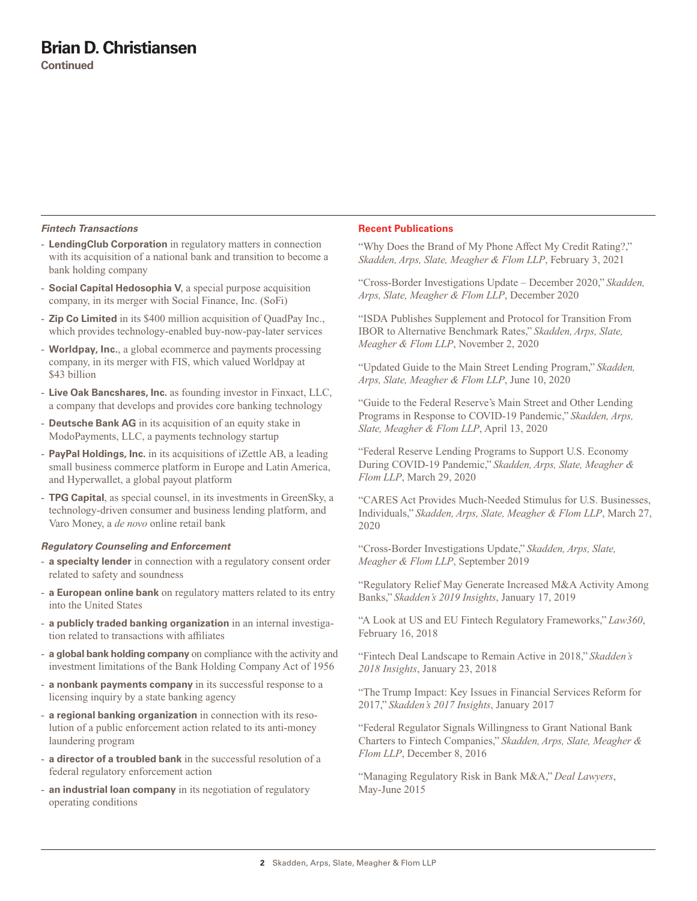# Brian D. Christiansen

**Continued**

### *Fintech Transactions*

- **LendingClub Corporation** in regulatory matters in connection with its acquisition of a national bank and transition to become a bank holding company
- **Social Capital Hedosophia V**, a special purpose acquisition company, in its merger with Social Finance, Inc. (SoFi)
- **Zip Co Limited** in its $400 million acquisition of QuadPay Inc., which provides technology-enabled buy-now-pay-later services
- **Worldpay, Inc.**, a global ecommerce and payments processing company, in its merger with FIS, which valued Worldpay at $43 billion
- **Live Oak Bancshares, Inc.** as founding investor in Finxact, LLC, a company that develops and provides core banking technology
- **Deutsche Bank AG** in its acquisition of an equity stake in ModoPayments, LLC, a payments technology startup
- **PayPal Holdings, Inc.** in its acquisitions of iZettle AB, a leading small business commerce platform in Europe and Latin America, and Hyperwallet, a global payout platform
- **TPG Capital**, as special counsel, in its investments in GreenSky, a technology-driven consumer and business lending platform, and Varo Money, a *de novo* online retail bank

### *Regulatory Counseling and Enforcement*

- **a specialty lender** in connection with a regulatory consent order related to safety and soundness
- **a European online bank** on regulatory matters related to its entry into the United States
- **a publicly traded banking organization** in an internal investigation related to transactions with affiliates
- **a global bank holding company** on compliance with the activity and investment limitations of the Bank Holding Company Act of 1956
- **a nonbank payments company** in its successful response to a licensing inquiry by a state banking agency
- **a regional banking organization** in connection with its resolution of a public enforcement action related to its anti-money laundering program
- **a director of a troubled bank** in the successful resolution of a federal regulatory enforcement action
- **an industrial loan company** in its negotiation of regulatory operating conditions

## Recent Publications

"Why Does the Brand of My Phone Affect My Credit Rating?," *Skadden, Arps, Slate, Meagher & Flom LLP*, February 3, 2021

"Cross-Border Investigations Update – December 2020," *Skadden, Arps, Slate, Meagher & Flom LLP*, December 2020

"ISDA Publishes Supplement and Protocol for Transition From IBOR to Alternative Benchmark Rates," *Skadden, Arps, Slate, Meagher & Flom LLP*, November 2, 2020

"Updated Guide to the Main Street Lending Program," *Skadden, Arps, Slate, Meagher & Flom LLP*, June 10, 2020

"Guide to the Federal Reserve's Main Street and Other Lending Programs in Response to COVID-19 Pandemic," *Skadden, Arps, Slate, Meagher & Flom LLP*, April 13, 2020

"Federal Reserve Lending Programs to Support U.S. Economy During COVID-19 Pandemic," *Skadden, Arps, Slate, Meagher & Flom LLP*, March 29, 2020

"CARES Act Provides Much-Needed Stimulus for U.S. Businesses, Individuals," *Skadden, Arps, Slate, Meagher & Flom LLP*, March 27, 2020

"Cross-Border Investigations Update," *Skadden, Arps, Slate, Meagher & Flom LLP*, September 2019

"Regulatory Relief May Generate Increased M&A Activity Among Banks," *Skadden's 2019 Insights*, January 17, 2019

"A Look at US and EU Fintech Regulatory Frameworks," *Law360*, February 16, 2018

"Fintech Deal Landscape to Remain Active in 2018," *Skadden's 2018 Insights*, January 23, 2018

"The Trump Impact: Key Issues in Financial Services Reform for 2017," *Skadden's 2017 Insights*, January 2017

"Federal Regulator Signals Willingness to Grant National Bank Charters to Fintech Companies," *Skadden, Arps, Slate, Meagher & Flom LLP*, December 8, 2016

"Managing Regulatory Risk in Bank M&A," *Deal Lawyers*, May-June 2015